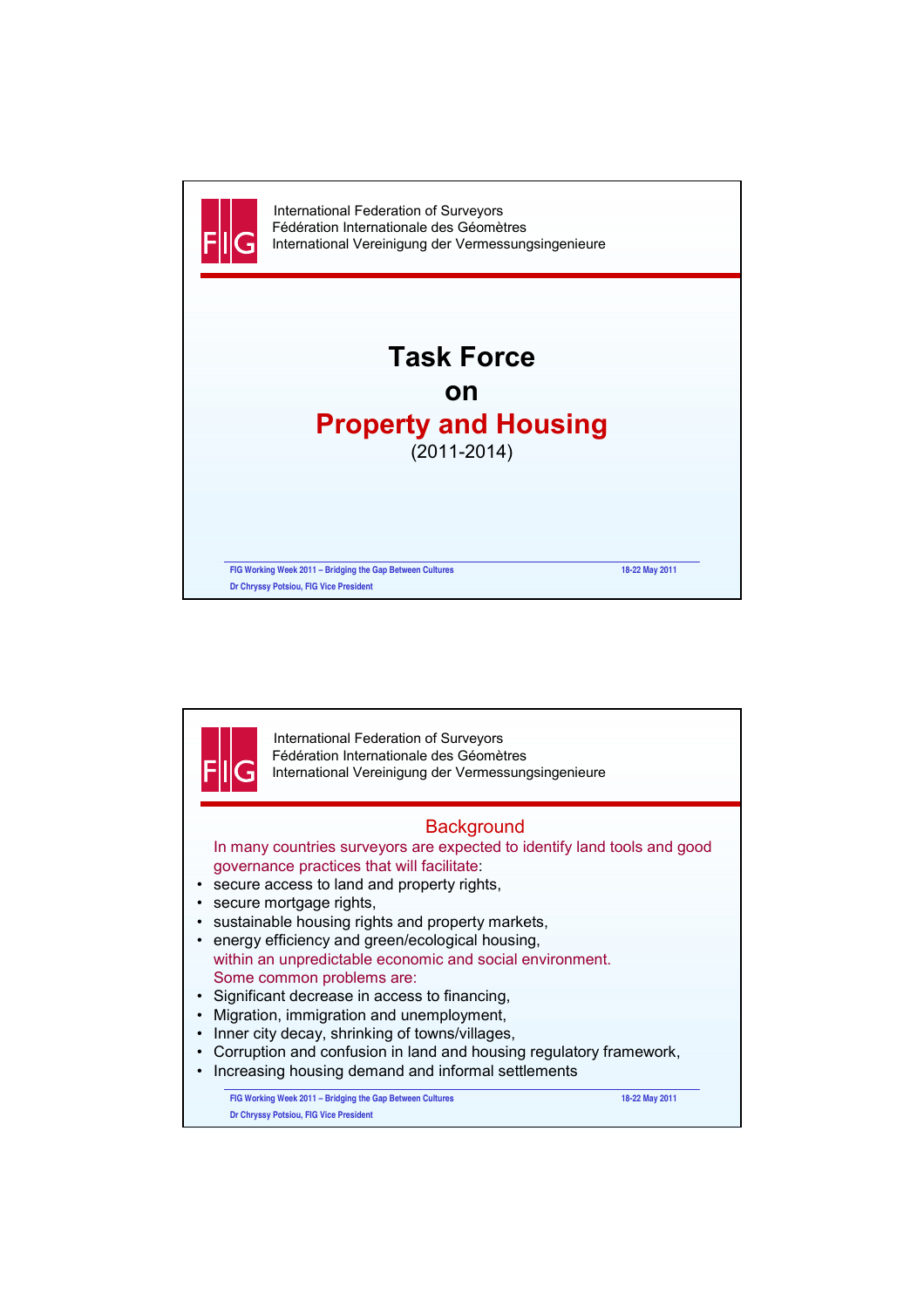International Federation of Surveyors
Fédération Internationale des Géomètres
International Vereinigung der Vermessungsingenieure

# Task Force on Property and Housing

(2011-2014)

FIG Working Week 2011 – Bridging the Gap Between Cultures
18-22 May 2011
Dr Chryssy Potsiou, FIG Vice President

---

International Federation of Surveyors
Fédération Internationale des Géomètres
International Vereinigung der Vermessungsingenieure

## Background

In many countries surveyors are expected to identify land tools and good governance practices that will facilitate:

- secure access to land and property rights,
- secure mortgage rights,
- sustainable housing rights and property markets,
- energy efficiency and green/ecological housing,

within an unpredictable economic and social environment.

Some common problems are:

- Significant decrease in access to financing,
- Migration, immigration and unemployment,
- Inner city decay, shrinking of towns/villages,
- Corruption and confusion in land and housing regulatory framework,
- Increasing housing demand and informal settlements

FIG Working Week 2011 – Bridging the Gap Between Cultures
18-22 May 2011
Dr Chryssy Potsiou, FIG Vice President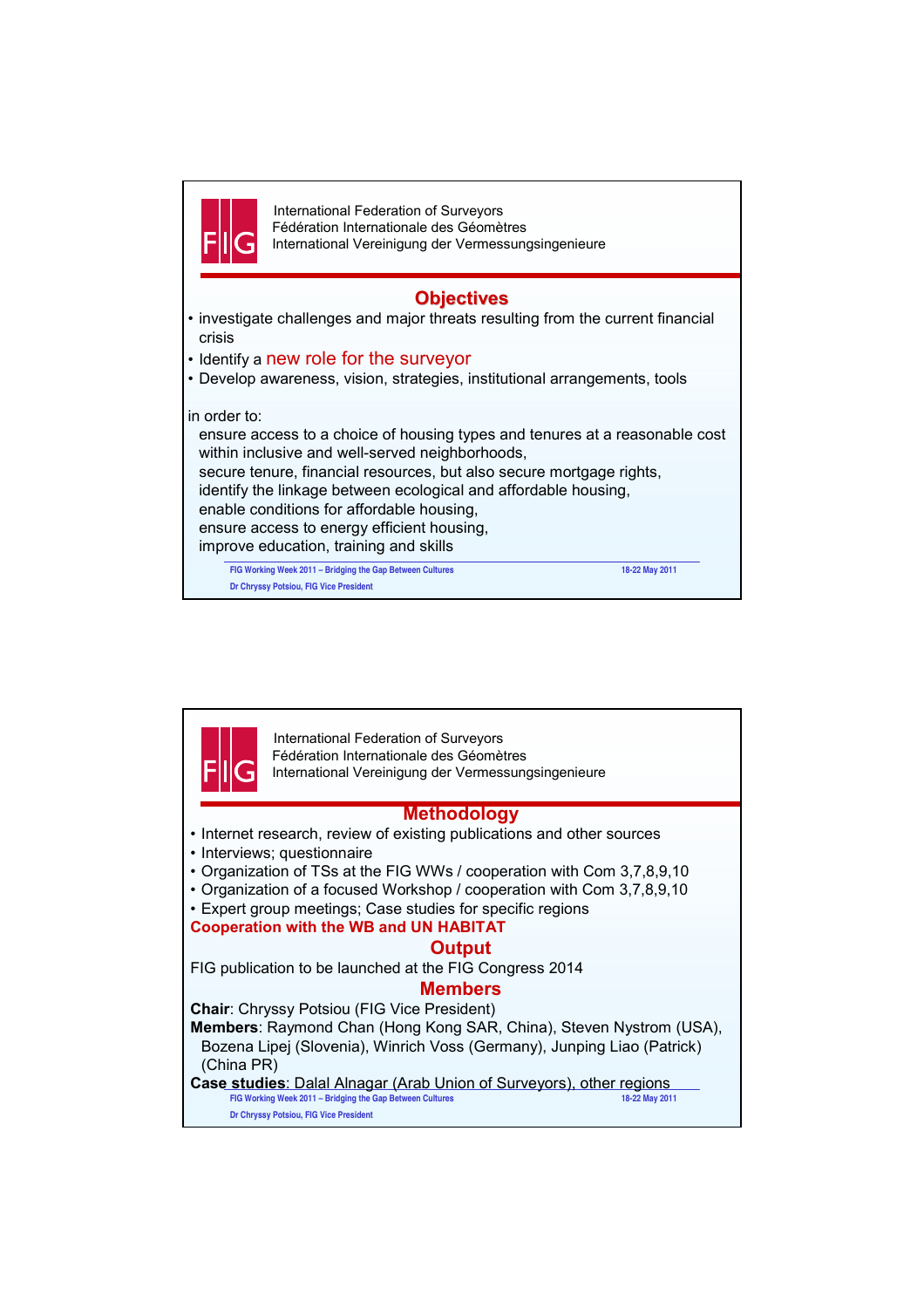International Federation of Surveyors
Fédération Internationale des Géomètres
International Vereinigung der Vermessungsingenieure

## Objectives

- investigate challenges and major threats resulting from the current financial crisis
- Identify a new role for the surveyor
- Develop awareness, vision, strategies, institutional arrangements, tools

in order to:

ensure access to a choice of housing types and tenures at a reasonable cost within inclusive and well-served neighborhoods,
secure tenure, financial resources, but also secure mortgage rights,
identify the linkage between ecological and affordable housing,
enable conditions for affordable housing,
ensure access to energy efficient housing,
improve education, training and skills

International Federation of Surveyors
Fédération Internationale des Géomètres
International Vereinigung der Vermessungsingenieure

## Methodology

- Internet research, review of existing publications and other sources
- Interviews; questionnaire
- Organization of TSs at the FIG WWs / cooperation with Com 3,7,8,9,10
- Organization of a focused Workshop / cooperation with Com 3,7,8,9,10
- Expert group meetings; Case studies for specific regions

**Cooperation with the WB and UN HABITAT**

## Output

FIG publication to be launched at the FIG Congress 2014

## Members

**Chair**: Chryssy Potsiou (FIG Vice President)

**Members**: Raymond Chan (Hong Kong SAR, China), Steven Nystrom (USA), Bozena Lipej (Slovenia), Winrich Voss (Germany), Junping Liao (Patrick) (China PR)

**Case studies**: Dalal Alnagar (Arab Union of Surveyors), other regions